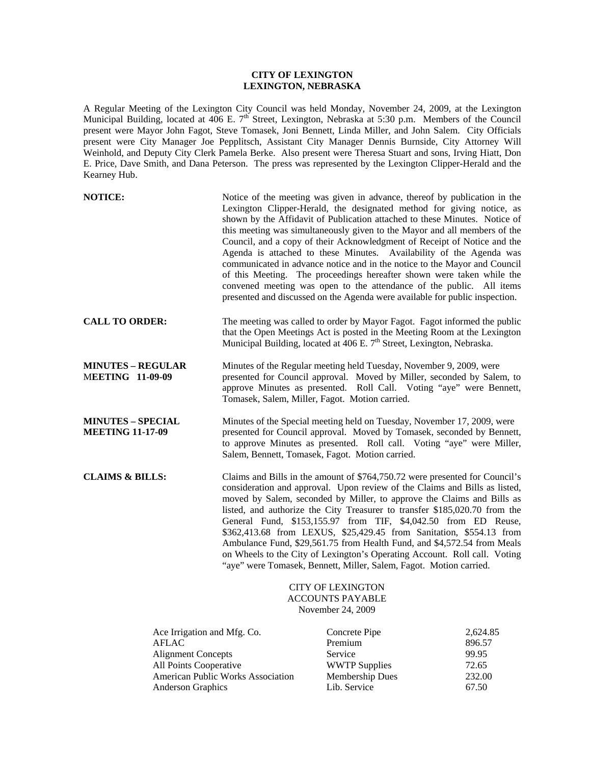**CITY OF LEXINGTON**
**LEXINGTON, NEBRASKA**

A Regular Meeting of the Lexington City Council was held Monday, November 24, 2009, at the Lexington Municipal Building, located at 406 E. 7th Street, Lexington, Nebraska at 5:30 p.m. Members of the Council present were Mayor John Fagot, Steve Tomasek, Joni Bennett, Linda Miller, and John Salem. City Officials present were City Manager Joe Pepplitsch, Assistant City Manager Dennis Burnside, City Attorney Will Weinhold, and Deputy City Clerk Pamela Berke. Also present were Theresa Stuart and sons, Irving Hiatt, Don E. Price, Dave Smith, and Dana Peterson. The press was represented by the Lexington Clipper-Herald and the Kearney Hub.

**NOTICE:** Notice of the meeting was given in advance, thereof by publication in the Lexington Clipper-Herald, the designated method for giving notice, as shown by the Affidavit of Publication attached to these Minutes. Notice of this meeting was simultaneously given to the Mayor and all members of the Council, and a copy of their Acknowledgment of Receipt of Notice and the Agenda is attached to these Minutes. Availability of the Agenda was communicated in advance notice and in the notice to the Mayor and Council of this Meeting. The proceedings hereafter shown were taken while the convened meeting was open to the attendance of the public. All items presented and discussed on the Agenda were available for public inspection.

**CALL TO ORDER:** The meeting was called to order by Mayor Fagot. Fagot informed the public that the Open Meetings Act is posted in the Meeting Room at the Lexington Municipal Building, located at 406 E. 7th Street, Lexington, Nebraska.

**MINUTES – REGULAR MEETING 11-09-09:** Minutes of the Regular meeting held Tuesday, November 9, 2009, were presented for Council approval. Moved by Miller, seconded by Salem, to approve Minutes as presented. Roll Call. Voting "aye" were Bennett, Tomasek, Salem, Miller, Fagot. Motion carried.

**MINUTES – SPECIAL MEETING 11-17-09:** Minutes of the Special meeting held on Tuesday, November 17, 2009, were presented for Council approval. Moved by Tomasek, seconded by Bennett, to approve Minutes as presented. Roll call. Voting "aye" were Miller, Salem, Bennett, Tomasek, Fagot. Motion carried.

**CLAIMS & BILLS:** Claims and Bills in the amount of $764,750.72 were presented for Council's consideration and approval. Upon review of the Claims and Bills as listed, moved by Salem, seconded by Miller, to approve the Claims and Bills as listed, and authorize the City Treasurer to transfer $185,020.70 from the General Fund, $153,155.97 from TIF, $4,042.50 from ED Reuse, $362,413.68 from LEXUS, $25,429.45 from Sanitation, $554.13 from Ambulance Fund, $29,561.75 from Health Fund, and $4,572.54 from Meals on Wheels to the City of Lexington's Operating Account. Roll call. Voting "aye" were Tomasek, Bennett, Miller, Salem, Fagot. Motion carried.

CITY OF LEXINGTON
ACCOUNTS PAYABLE
November 24, 2009

| | | |
|---|---|---|
| Ace Irrigation and Mfg. Co. | Concrete Pipe | 2,624.85 |
| AFLAC | Premium | 896.57 |
| Alignment Concepts | Service | 99.95 |
| All Points Cooperative | WWTP Supplies | 72.65 |
| American Public Works Association | Membership Dues | 232.00 |
| Anderson Graphics | Lib. Service | 67.50 |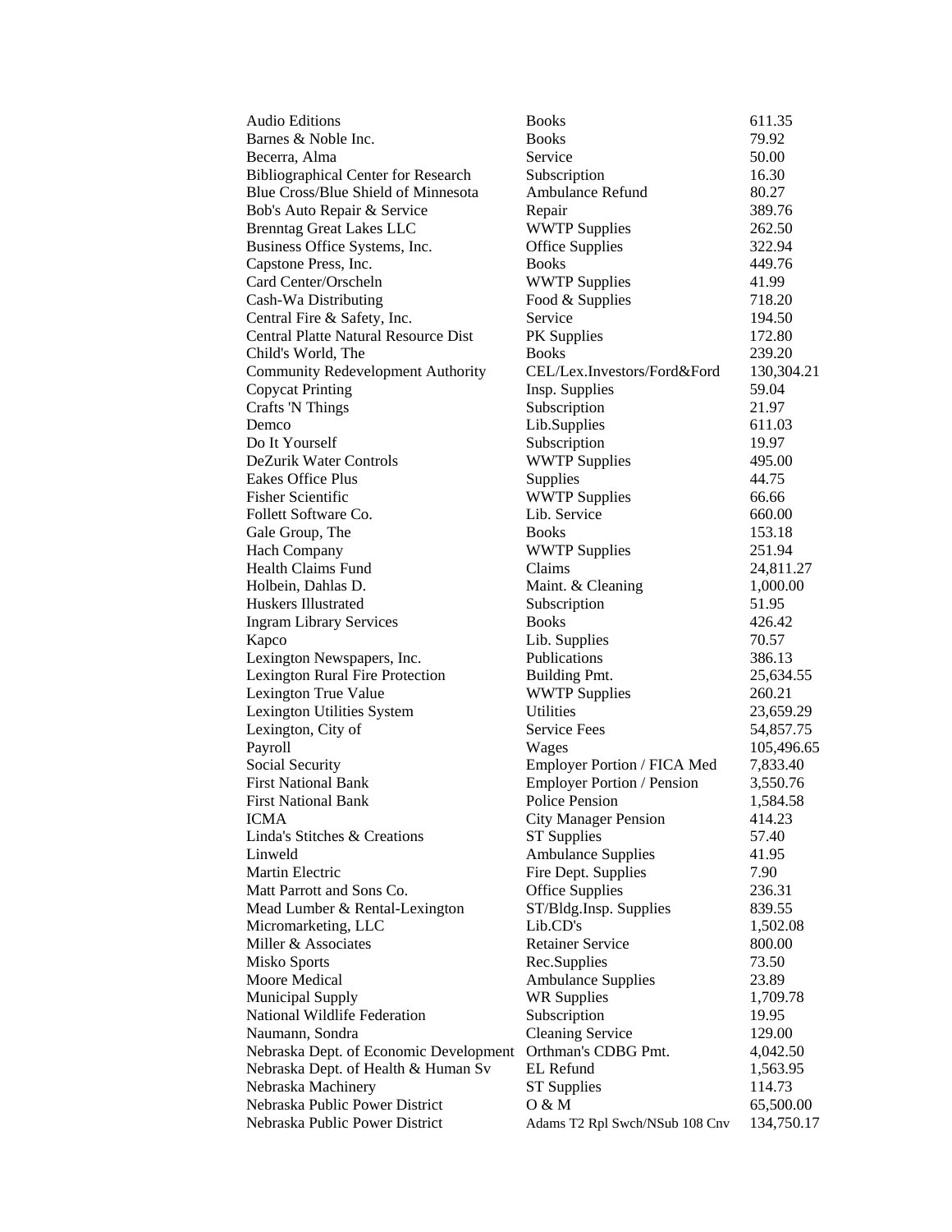| | | |
|---|---|---|
| Audio Editions | Books | 611.35 |
| Barnes & Noble Inc. | Books | 79.92 |
| Becerra, Alma | Service | 50.00 |
| Bibliographical Center for Research | Subscription | 16.30 |
| Blue Cross/Blue Shield of Minnesota | Ambulance Refund | 80.27 |
| Bob's Auto Repair & Service | Repair | 389.76 |
| Brenntag Great Lakes LLC | WWTP Supplies | 262.50 |
| Business Office Systems, Inc. | Office Supplies | 322.94 |
| Capstone Press, Inc. | Books | 449.76 |
| Card Center/Orscheln | WWTP Supplies | 41.99 |
| Cash-Wa Distributing | Food & Supplies | 718.20 |
| Central Fire & Safety, Inc. | Service | 194.50 |
| Central Platte Natural Resource Dist | PK Supplies | 172.80 |
| Child's World, The | Books | 239.20 |
| Community Redevelopment Authority | CEL/Lex.Investors/Ford&Ford | 130,304.21 |
| Copycat Printing | Insp. Supplies | 59.04 |
| Crafts 'N Things | Subscription | 21.97 |
| Demco | Lib.Supplies | 611.03 |
| Do It Yourself | Subscription | 19.97 |
| DeZurik Water Controls | WWTP Supplies | 495.00 |
| Eakes Office Plus | Supplies | 44.75 |
| Fisher Scientific | WWTP Supplies | 66.66 |
| Follett Software Co. | Lib. Service | 660.00 |
| Gale Group, The | Books | 153.18 |
| Hach Company | WWTP Supplies | 251.94 |
| Health Claims Fund | Claims | 24,811.27 |
| Holbein, Dahlas D. | Maint. & Cleaning | 1,000.00 |
| Huskers Illustrated | Subscription | 51.95 |
| Ingram Library Services | Books | 426.42 |
| Kapco | Lib. Supplies | 70.57 |
| Lexington Newspapers, Inc. | Publications | 386.13 |
| Lexington Rural Fire Protection | Building Pmt. | 25,634.55 |
| Lexington True Value | WWTP Supplies | 260.21 |
| Lexington Utilities System | Utilities | 23,659.29 |
| Lexington, City of | Service Fees | 54,857.75 |
| Payroll | Wages | 105,496.65 |
| Social Security | Employer Portion / FICA Med | 7,833.40 |
| First National Bank | Employer Portion / Pension | 3,550.76 |
| First National Bank | Police Pension | 1,584.58 |
| ICMA | City Manager Pension | 414.23 |
| Linda's Stitches & Creations | ST Supplies | 57.40 |
| Linweld | Ambulance Supplies | 41.95 |
| Martin Electric | Fire Dept. Supplies | 7.90 |
| Matt Parrott and Sons Co. | Office Supplies | 236.31 |
| Mead Lumber & Rental-Lexington | ST/Bldg.Insp. Supplies | 839.55 |
| Micromarketing, LLC | Lib.CD's | 1,502.08 |
| Miller & Associates | Retainer Service | 800.00 |
| Misko Sports | Rec.Supplies | 73.50 |
| Moore Medical | Ambulance Supplies | 23.89 |
| Municipal Supply | WR Supplies | 1,709.78 |
| National Wildlife Federation | Subscription | 19.95 |
| Naumann, Sondra | Cleaning Service | 129.00 |
| Nebraska Dept. of Economic Development | Orthman's CDBG Pmt. | 4,042.50 |
| Nebraska Dept. of Health & Human Sv | EL Refund | 1,563.95 |
| Nebraska Machinery | ST Supplies | 114.73 |
| Nebraska Public Power District | O & M | 65,500.00 |
| Nebraska Public Power District | Adams T2 Rpl Swch/NSub 108 Cnv | 134,750.17 |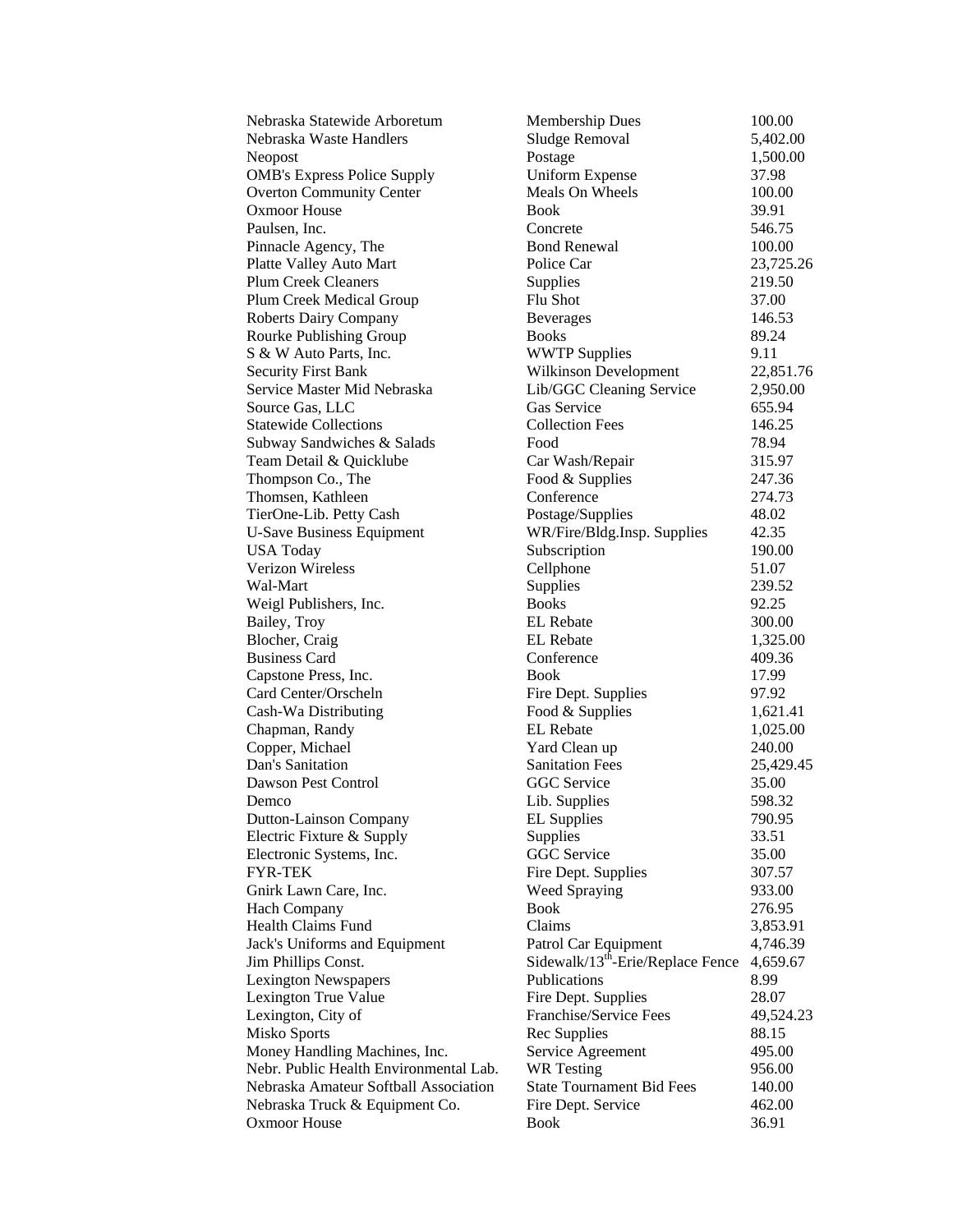| | | |
|---|---|---|
| Nebraska Statewide Arboretum | Membership Dues | 100.00 |
| Nebraska Waste Handlers | Sludge Removal | 5,402.00 |
| Neopost | Postage | 1,500.00 |
| OMB's Express Police Supply | Uniform Expense | 37.98 |
| Overton Community Center | Meals On Wheels | 100.00 |
| Oxmoor House | Book | 39.91 |
| Paulsen, Inc. | Concrete | 546.75 |
| Pinnacle Agency, The | Bond Renewal | 100.00 |
| Platte Valley Auto Mart | Police Car | 23,725.26 |
| Plum Creek Cleaners | Supplies | 219.50 |
| Plum Creek Medical Group | Flu Shot | 37.00 |
| Roberts Dairy Company | Beverages | 146.53 |
| Rourke Publishing Group | Books | 89.24 |
| S & W Auto Parts, Inc. | WWTP Supplies | 9.11 |
| Security First Bank | Wilkinson Development | 22,851.76 |
| Service Master Mid Nebraska | Lib/GGC Cleaning Service | 2,950.00 |
| Source Gas, LLC | Gas Service | 655.94 |
| Statewide Collections | Collection Fees | 146.25 |
| Subway Sandwiches & Salads | Food | 78.94 |
| Team Detail & Quicklube | Car Wash/Repair | 315.97 |
| Thompson Co., The | Food & Supplies | 247.36 |
| Thomsen, Kathleen | Conference | 274.73 |
| TierOne-Lib. Petty Cash | Postage/Supplies | 48.02 |
| U-Save Business Equipment | WR/Fire/Bldg.Insp. Supplies | 42.35 |
| USA Today | Subscription | 190.00 |
| Verizon Wireless | Cellphone | 51.07 |
| Wal-Mart | Supplies | 239.52 |
| Weigl Publishers, Inc. | Books | 92.25 |
| Bailey, Troy | EL Rebate | 300.00 |
| Blocher, Craig | EL Rebate | 1,325.00 |
| Business Card | Conference | 409.36 |
| Capstone Press, Inc. | Book | 17.99 |
| Card Center/Orscheln | Fire Dept. Supplies | 97.92 |
| Cash-Wa Distributing | Food & Supplies | 1,621.41 |
| Chapman, Randy | EL Rebate | 1,025.00 |
| Copper, Michael | Yard Clean up | 240.00 |
| Dan's Sanitation | Sanitation Fees | 25,429.45 |
| Dawson Pest Control | GGC Service | 35.00 |
| Demco | Lib. Supplies | 598.32 |
| Dutton-Lainson Company | EL Supplies | 790.95 |
| Electric Fixture & Supply | Supplies | 33.51 |
| Electronic Systems, Inc. | GGC Service | 35.00 |
| FYR-TEK | Fire Dept. Supplies | 307.57 |
| Gnirk Lawn Care, Inc. | Weed Spraying | 933.00 |
| Hach Company | Book | 276.95 |
| Health Claims Fund | Claims | 3,853.91 |
| Jack's Uniforms and Equipment | Patrol Car Equipment | 4,746.39 |
| Jim Phillips Const. | Sidewalk/13th-Erie/Replace Fence | 4,659.67 |
| Lexington Newspapers | Publications | 8.99 |
| Lexington True Value | Fire Dept. Supplies | 28.07 |
| Lexington, City of | Franchise/Service Fees | 49,524.23 |
| Misko Sports | Rec Supplies | 88.15 |
| Money Handling Machines, Inc. | Service Agreement | 495.00 |
| Nebr. Public Health Environmental Lab. | WR Testing | 956.00 |
| Nebraska Amateur Softball Association | State Tournament Bid Fees | 140.00 |
| Nebraska Truck & Equipment Co. | Fire Dept. Service | 462.00 |
| Oxmoor House | Book | 36.91 |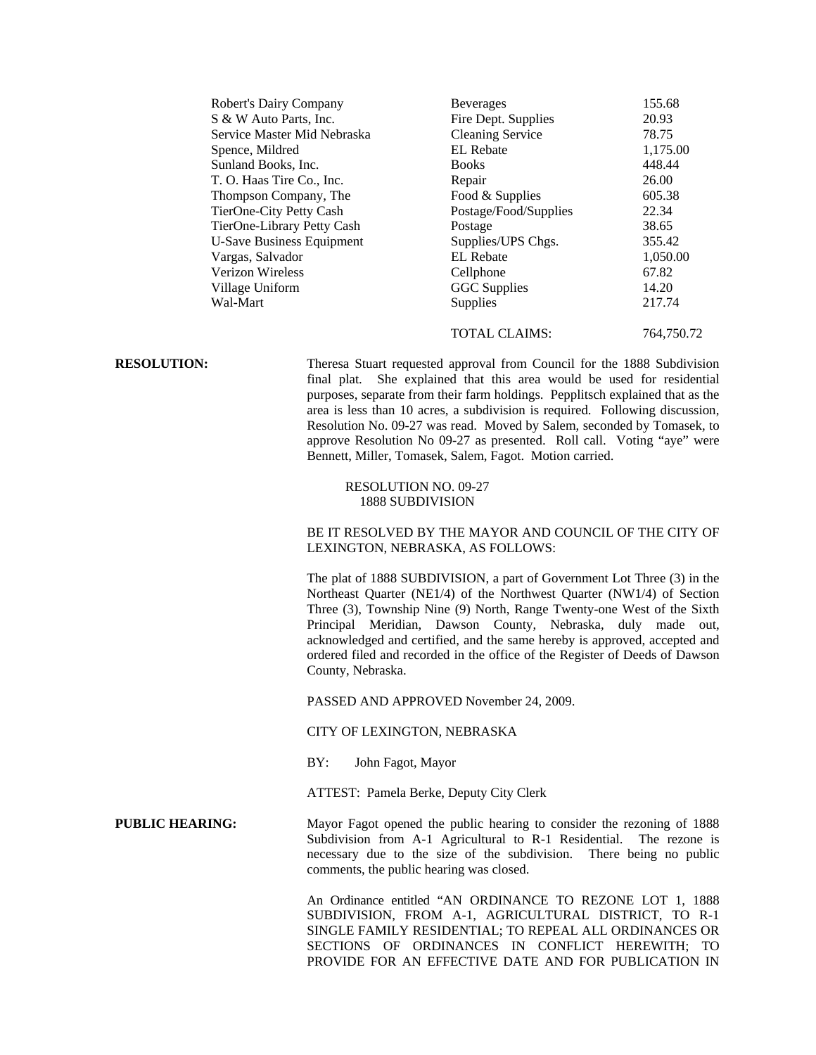| | | |
|---|---|---|
| Robert's Dairy Company | Beverages | 155.68 |
| S & W Auto Parts, Inc. | Fire Dept. Supplies | 20.93 |
| Service Master Mid Nebraska | Cleaning Service | 78.75 |
| Spence, Mildred | EL Rebate | 1,175.00 |
| Sunland Books, Inc. | Books | 448.44 |
| T. O. Haas Tire Co., Inc. | Repair | 26.00 |
| Thompson Company, The | Food & Supplies | 605.38 |
| TierOne-City Petty Cash | Postage/Food/Supplies | 22.34 |
| TierOne-Library Petty Cash | Postage | 38.65 |
| U-Save Business Equipment | Supplies/UPS Chgs. | 355.42 |
| Vargas, Salvador | EL Rebate | 1,050.00 |
| Verizon Wireless | Cellphone | 67.82 |
| Village Uniform | GGC Supplies | 14.20 |
| Wal-Mart | Supplies | 217.74 |
| | TOTAL CLAIMS: | 764,750.72 |

**RESOLUTION:** Theresa Stuart requested approval from Council for the 1888 Subdivision final plat. She explained that this area would be used for residential purposes, separate from their farm holdings. Pepplitsch explained that as the area is less than 10 acres, a subdivision is required. Following discussion, Resolution No. 09-27 was read. Moved by Salem, seconded by Tomasek, to approve Resolution No 09-27 as presented. Roll call. Voting "aye" were Bennett, Miller, Tomasek, Salem, Fagot. Motion carried.

RESOLUTION NO. 09-27
1888 SUBDIVISION

BE IT RESOLVED BY THE MAYOR AND COUNCIL OF THE CITY OF LEXINGTON, NEBRASKA, AS FOLLOWS:

The plat of 1888 SUBDIVISION, a part of Government Lot Three (3) in the Northeast Quarter (NE1/4) of the Northwest Quarter (NW1/4) of Section Three (3), Township Nine (9) North, Range Twenty-one West of the Sixth Principal Meridian, Dawson County, Nebraska, duly made out, acknowledged and certified, and the same hereby is approved, accepted and ordered filed and recorded in the office of the Register of Deeds of Dawson County, Nebraska.

PASSED AND APPROVED November 24, 2009.

CITY OF LEXINGTON, NEBRASKA

BY: John Fagot, Mayor

ATTEST: Pamela Berke, Deputy City Clerk

**PUBLIC HEARING:** Mayor Fagot opened the public hearing to consider the rezoning of 1888 Subdivision from A-1 Agricultural to R-1 Residential. The rezone is necessary due to the size of the subdivision. There being no public comments, the public hearing was closed.

An Ordinance entitled "AN ORDINANCE TO REZONE LOT 1, 1888 SUBDIVISION, FROM A-1, AGRICULTURAL DISTRICT, TO R-1 SINGLE FAMILY RESIDENTIAL; TO REPEAL ALL ORDINANCES OR SECTIONS OF ORDINANCES IN CONFLICT HEREWITH; TO PROVIDE FOR AN EFFECTIVE DATE AND FOR PUBLICATION IN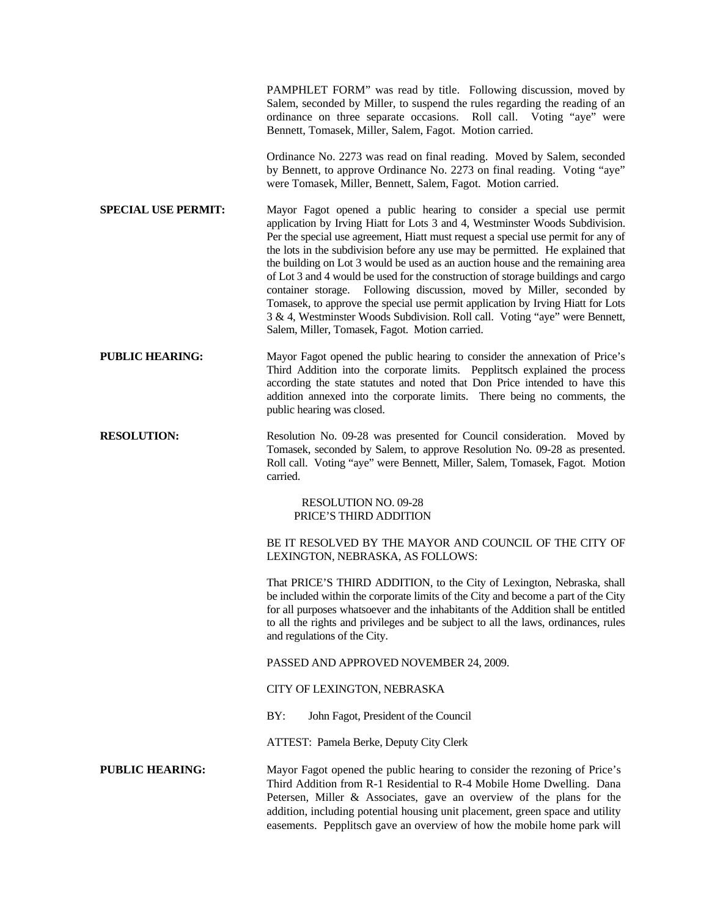PAMPHLET FORM" was read by title. Following discussion, moved by Salem, seconded by Miller, to suspend the rules regarding the reading of an ordinance on three separate occasions. Roll call. Voting "aye" were Bennett, Tomasek, Miller, Salem, Fagot. Motion carried.

Ordinance No. 2273 was read on final reading. Moved by Salem, seconded by Bennett, to approve Ordinance No. 2273 on final reading. Voting "aye" were Tomasek, Miller, Bennett, Salem, Fagot. Motion carried.

**SPECIAL USE PERMIT:** Mayor Fagot opened a public hearing to consider a special use permit application by Irving Hiatt for Lots 3 and 4, Westminster Woods Subdivision. Per the special use agreement, Hiatt must request a special use permit for any of the lots in the subdivision before any use may be permitted. He explained that the building on Lot 3 would be used as an auction house and the remaining area of Lot 3 and 4 would be used for the construction of storage buildings and cargo container storage. Following discussion, moved by Miller, seconded by Tomasek, to approve the special use permit application by Irving Hiatt for Lots 3 & 4, Westminster Woods Subdivision. Roll call. Voting "aye" were Bennett, Salem, Miller, Tomasek, Fagot. Motion carried.

**PUBLIC HEARING:** Mayor Fagot opened the public hearing to consider the annexation of Price's Third Addition into the corporate limits. Pepplitsch explained the process according the state statutes and noted that Don Price intended to have this addition annexed into the corporate limits. There being no comments, the public hearing was closed.

**RESOLUTION:** Resolution No. 09-28 was presented for Council consideration. Moved by Tomasek, seconded by Salem, to approve Resolution No. 09-28 as presented. Roll call. Voting "aye" were Bennett, Miller, Salem, Tomasek, Fagot. Motion carried.

RESOLUTION NO. 09-28
PRICE'S THIRD ADDITION

BE IT RESOLVED BY THE MAYOR AND COUNCIL OF THE CITY OF LEXINGTON, NEBRASKA, AS FOLLOWS:

That PRICE'S THIRD ADDITION, to the City of Lexington, Nebraska, shall be included within the corporate limits of the City and become a part of the City for all purposes whatsoever and the inhabitants of the Addition shall be entitled to all the rights and privileges and be subject to all the laws, ordinances, rules and regulations of the City.

PASSED AND APPROVED NOVEMBER 24, 2009.

CITY OF LEXINGTON, NEBRASKA

BY: John Fagot, President of the Council

ATTEST: Pamela Berke, Deputy City Clerk

**PUBLIC HEARING:** Mayor Fagot opened the public hearing to consider the rezoning of Price's Third Addition from R-1 Residential to R-4 Mobile Home Dwelling. Dana Petersen, Miller & Associates, gave an overview of the plans for the addition, including potential housing unit placement, green space and utility easements. Pepplitsch gave an overview of how the mobile home park will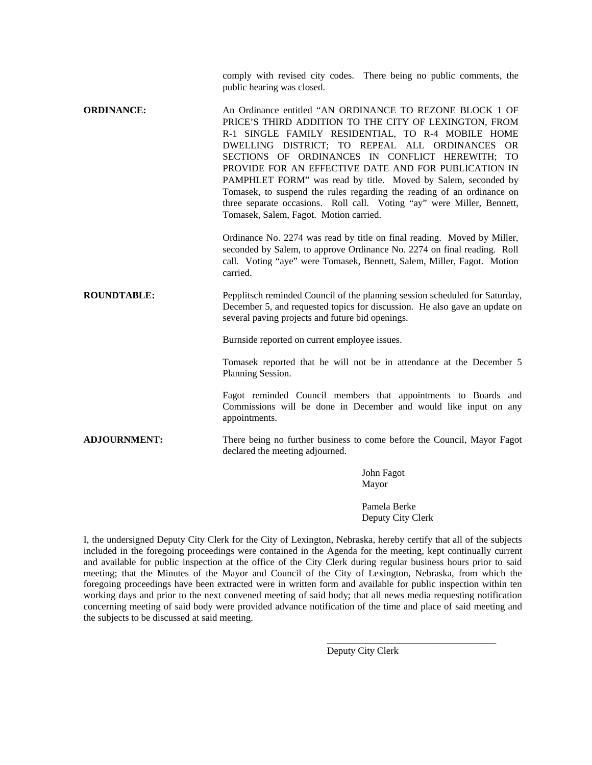comply with revised city codes. There being no public comments, the public hearing was closed.

**ORDINANCE:** An Ordinance entitled "AN ORDINANCE TO REZONE BLOCK 1 OF PRICE'S THIRD ADDITION TO THE CITY OF LEXINGTON, FROM R-1 SINGLE FAMILY RESIDENTIAL, TO R-4 MOBILE HOME DWELLING DISTRICT; TO REPEAL ALL ORDINANCES OR SECTIONS OF ORDINANCES IN CONFLICT HEREWITH; TO PROVIDE FOR AN EFFECTIVE DATE AND FOR PUBLICATION IN PAMPHLET FORM" was read by title. Moved by Salem, seconded by Tomasek, to suspend the rules regarding the reading of an ordinance on three separate occasions. Roll call. Voting "ay" were Miller, Bennett, Tomasek, Salem, Fagot. Motion carried.

Ordinance No. 2274 was read by title on final reading. Moved by Miller, seconded by Salem, to approve Ordinance No. 2274 on final reading. Roll call. Voting "aye" were Tomasek, Bennett, Salem, Miller, Fagot. Motion carried.

**ROUNDTABLE:** Pepplitsch reminded Council of the planning session scheduled for Saturday, December 5, and requested topics for discussion. He also gave an update on several paving projects and future bid openings.

Burnside reported on current employee issues.

Tomasek reported that he will not be in attendance at the December 5 Planning Session.

Fagot reminded Council members that appointments to Boards and Commissions will be done in December and would like input on any appointments.

**ADJOURNMENT:** There being no further business to come before the Council, Mayor Fagot declared the meeting adjourned.

John Fagot
Mayor

Pamela Berke
Deputy City Clerk

I, the undersigned Deputy City Clerk for the City of Lexington, Nebraska, hereby certify that all of the subjects included in the foregoing proceedings were contained in the Agenda for the meeting, kept continually current and available for public inspection at the office of the City Clerk during regular business hours prior to said meeting; that the Minutes of the Mayor and Council of the City of Lexington, Nebraska, from which the foregoing proceedings have been extracted were in written form and available for public inspection within ten working days and prior to the next convened meeting of said body; that all news media requesting notification concerning meeting of said body were provided advance notification of the time and place of said meeting and the subjects to be discussed at said meeting.

\_\_\_\_\_\_\_\_\_\_\_\_\_\_\_\_\_\_\_\_\_\_\_\_\_\_\_\_\_\_\_\_\_\_\_\_
Deputy City Clerk